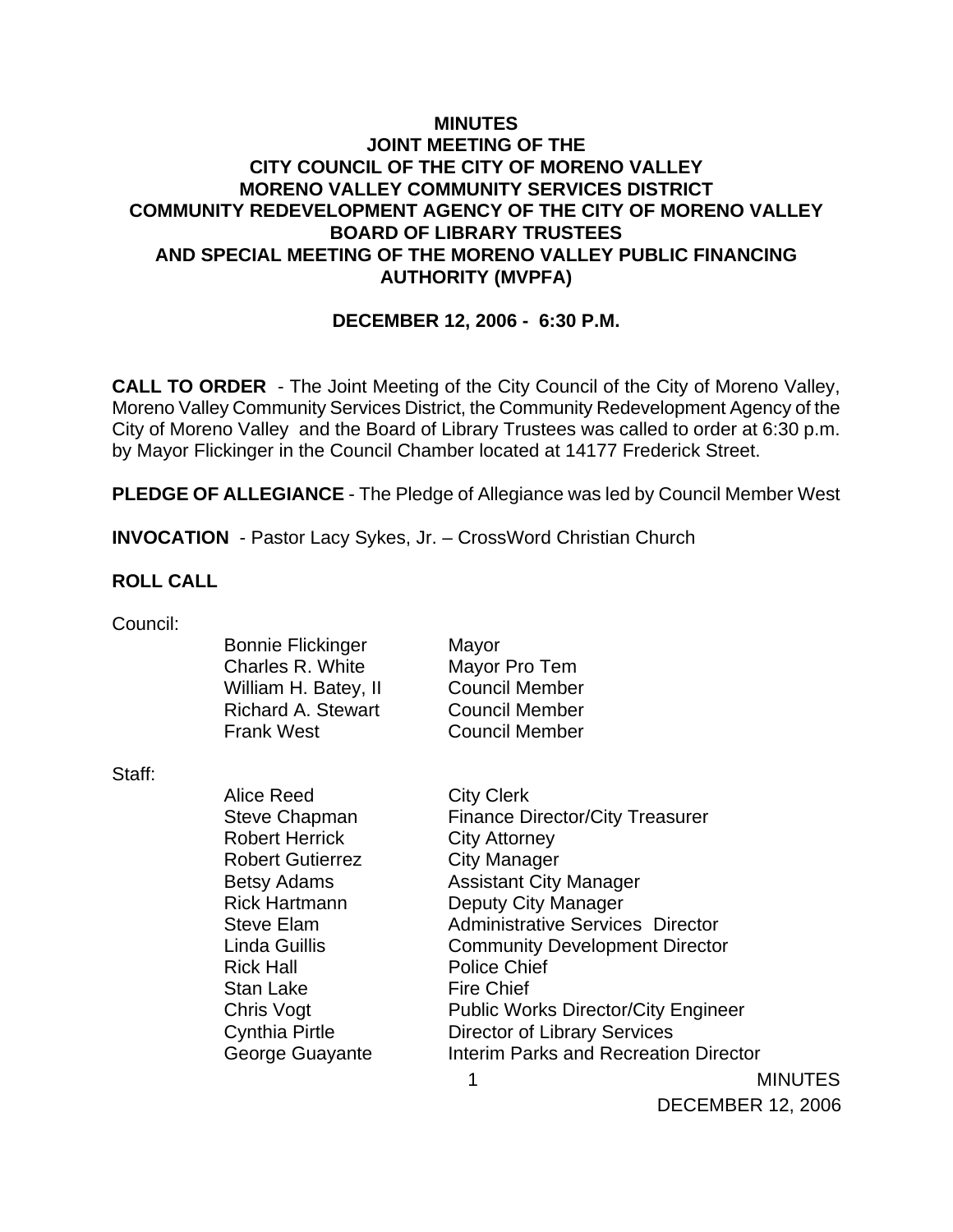# MINUTES
## JOINT MEETING OF THE
## CITY COUNCIL OF THE CITY OF MORENO VALLEY
## MORENO VALLEY COMMUNITY SERVICES DISTRICT
## COMMUNITY REDEVELOPMENT AGENCY OF THE CITY OF MORENO VALLEY
## BOARD OF LIBRARY TRUSTEES
## AND SPECIAL MEETING OF THE MORENO VALLEY PUBLIC FINANCING AUTHORITY (MVPFA)

**DECEMBER 12, 2006 - 6:30 P.M.**

**CALL TO ORDER** - The Joint Meeting of the City Council of the City of Moreno Valley, Moreno Valley Community Services District, the Community Redevelopment Agency of the City of Moreno Valley and the Board of Library Trustees was called to order at 6:30 p.m. by Mayor Flickinger in the Council Chamber located at 14177 Frederick Street.

**PLEDGE OF ALLEGIANCE** - The Pledge of Allegiance was led by Council Member West

**INVOCATION** - Pastor Lacy Sykes, Jr. – CrossWord Christian Church

**ROLL CALL**

Council:

| | |
|---|---|
| Bonnie Flickinger | Mayor |
| Charles R. White | Mayor Pro Tem |
| William H. Batey, II | Council Member |
| Richard A. Stewart | Council Member |
| Frank West | Council Member |

Staff:

| | |
|---|---|
| Alice Reed | City Clerk |
| Steve Chapman | Finance Director/City Treasurer |
| Robert Herrick | City Attorney |
| Robert Gutierrez | City Manager |
| Betsy Adams | Assistant City Manager |
| Rick Hartmann | Deputy City Manager |
| Steve Elam | Administrative Services Director |
| Linda Guillis | Community Development Director |
| Rick Hall | Police Chief |
| Stan Lake | Fire Chief |
| Chris Vogt | Public Works Director/City Engineer |
| Cynthia Pirtle | Director of Library Services |
| George Guayante | Interim Parks and Recreation Director |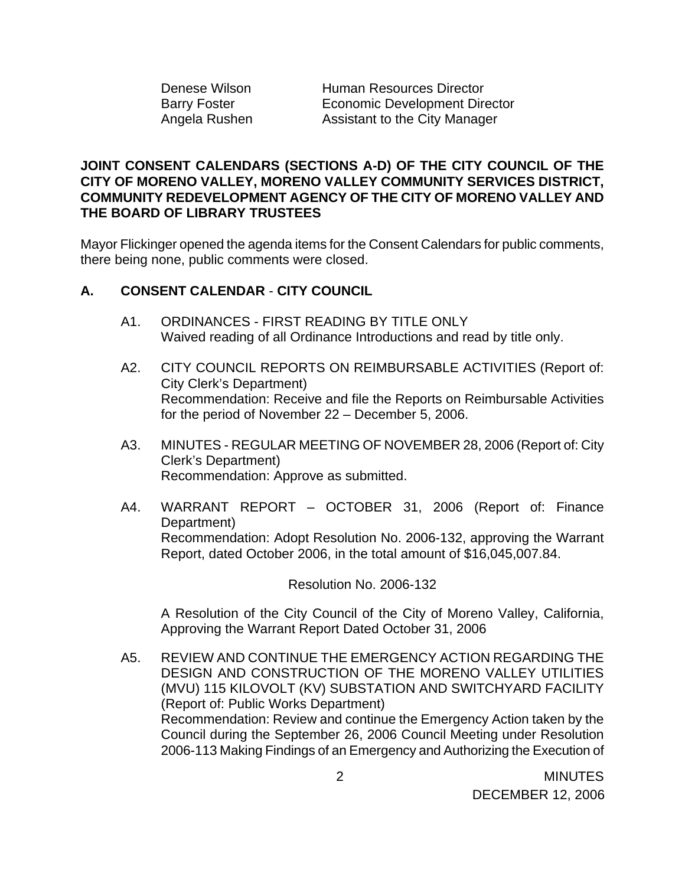| | |
|---|---|
| Denese Wilson | Human Resources Director |
| Barry Foster | Economic Development Director |
| Angela Rushen | Assistant to the City Manager |

**JOINT CONSENT CALENDARS (SECTIONS A-D) OF THE CITY COUNCIL OF THE CITY OF MORENO VALLEY, MORENO VALLEY COMMUNITY SERVICES DISTRICT, COMMUNITY REDEVELOPMENT AGENCY OF THE CITY OF MORENO VALLEY AND THE BOARD OF LIBRARY TRUSTEES**

Mayor Flickinger opened the agenda items for the Consent Calendars for public comments, there being none, public comments were closed.

**A. CONSENT CALENDAR - CITY COUNCIL**

A1. ORDINANCES - FIRST READING BY TITLE ONLY
Waived reading of all Ordinance Introductions and read by title only.

A2. CITY COUNCIL REPORTS ON REIMBURSABLE ACTIVITIES (Report of: City Clerk's Department)
Recommendation: Receive and file the Reports on Reimbursable Activities for the period of November 22 – December 5, 2006.

A3. MINUTES - REGULAR MEETING OF NOVEMBER 28, 2006 (Report of: City Clerk's Department)
Recommendation: Approve as submitted.

A4. WARRANT REPORT – OCTOBER 31, 2006 (Report of: Finance Department)
Recommendation: Adopt Resolution No. 2006-132, approving the Warrant Report, dated October 2006, in the total amount of $16,045,007.84.

Resolution No. 2006-132

A Resolution of the City Council of the City of Moreno Valley, California, Approving the Warrant Report Dated October 31, 2006

A5. REVIEW AND CONTINUE THE EMERGENCY ACTION REGARDING THE DESIGN AND CONSTRUCTION OF THE MORENO VALLEY UTILITIES (MVU) 115 KILOVOLT (KV) SUBSTATION AND SWITCHYARD FACILITY (Report of: Public Works Department)
Recommendation: Review and continue the Emergency Action taken by the Council during the September 26, 2006 Council Meeting under Resolution 2006-113 Making Findings of an Emergency and Authorizing the Execution of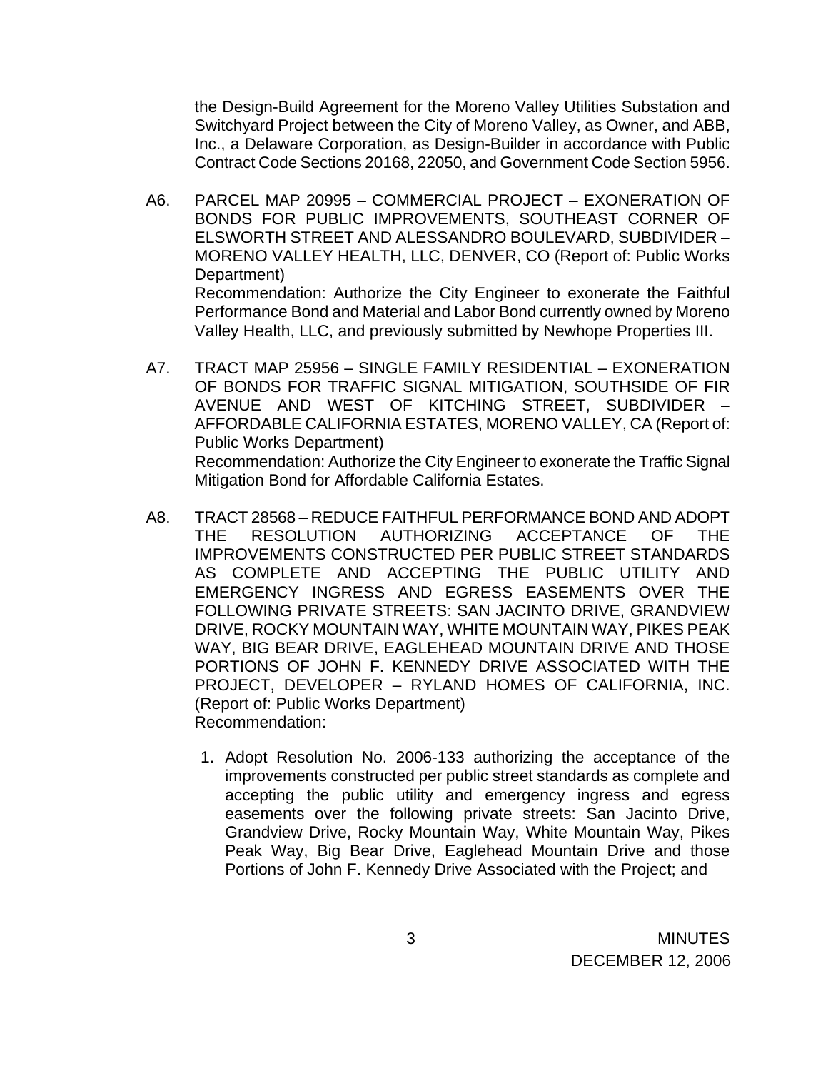the Design-Build Agreement for the Moreno Valley Utilities Substation and Switchyard Project between the City of Moreno Valley, as Owner, and ABB, Inc., a Delaware Corporation, as Design-Builder in accordance with Public Contract Code Sections 20168, 22050, and Government Code Section 5956.

A6. PARCEL MAP 20995 – COMMERCIAL PROJECT – EXONERATION OF BONDS FOR PUBLIC IMPROVEMENTS, SOUTHEAST CORNER OF ELSWORTH STREET AND ALESSANDRO BOULEVARD, SUBDIVIDER – MORENO VALLEY HEALTH, LLC, DENVER, CO (Report of: Public Works Department)
Recommendation: Authorize the City Engineer to exonerate the Faithful Performance Bond and Material and Labor Bond currently owned by Moreno Valley Health, LLC, and previously submitted by Newhope Properties III.

A7. TRACT MAP 25956 – SINGLE FAMILY RESIDENTIAL – EXONERATION OF BONDS FOR TRAFFIC SIGNAL MITIGATION, SOUTHSIDE OF FIR AVENUE AND WEST OF KITCHING STREET, SUBDIVIDER – AFFORDABLE CALIFORNIA ESTATES, MORENO VALLEY, CA (Report of: Public Works Department)
Recommendation: Authorize the City Engineer to exonerate the Traffic Signal Mitigation Bond for Affordable California Estates.

A8. TRACT 28568 – REDUCE FAITHFUL PERFORMANCE BOND AND ADOPT THE RESOLUTION AUTHORIZING ACCEPTANCE OF THE IMPROVEMENTS CONSTRUCTED PER PUBLIC STREET STANDARDS AS COMPLETE AND ACCEPTING THE PUBLIC UTILITY AND EMERGENCY INGRESS AND EGRESS EASEMENTS OVER THE FOLLOWING PRIVATE STREETS: SAN JACINTO DRIVE, GRANDVIEW DRIVE, ROCKY MOUNTAIN WAY, WHITE MOUNTAIN WAY, PIKES PEAK WAY, BIG BEAR DRIVE, EAGLEHEAD MOUNTAIN DRIVE AND THOSE PORTIONS OF JOHN F. KENNEDY DRIVE ASSOCIATED WITH THE PROJECT, DEVELOPER – RYLAND HOMES OF CALIFORNIA, INC. (Report of: Public Works Department)
Recommendation:

1. Adopt Resolution No. 2006-133 authorizing the acceptance of the improvements constructed per public street standards as complete and accepting the public utility and emergency ingress and egress easements over the following private streets: San Jacinto Drive, Grandview Drive, Rocky Mountain Way, White Mountain Way, Pikes Peak Way, Big Bear Drive, Eaglehead Mountain Drive and those Portions of John F. Kennedy Drive Associated with the Project; and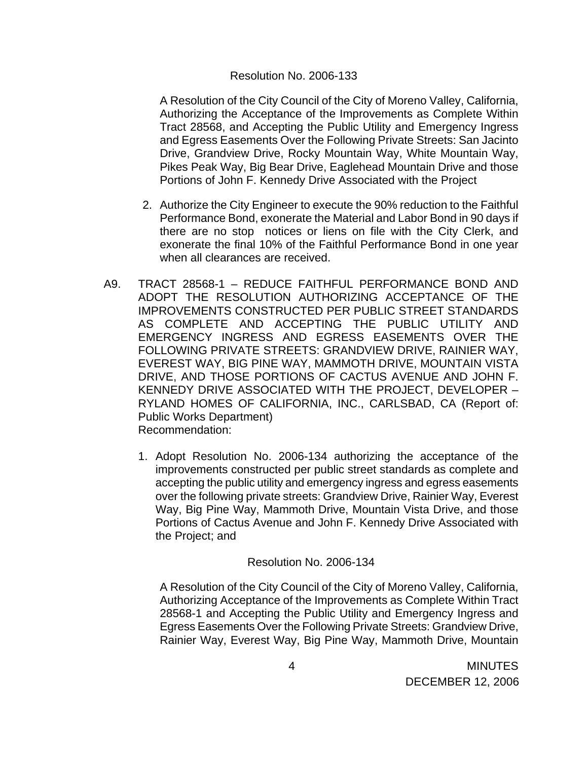Resolution No. 2006-133

A Resolution of the City Council of the City of Moreno Valley, California, Authorizing the Acceptance of the Improvements as Complete Within Tract 28568, and Accepting the Public Utility and Emergency Ingress and Egress Easements Over the Following Private Streets: San Jacinto Drive, Grandview Drive, Rocky Mountain Way, White Mountain Way, Pikes Peak Way, Big Bear Drive, Eaglehead Mountain Drive and those Portions of John F. Kennedy Drive Associated with the Project

2. Authorize the City Engineer to execute the 90% reduction to the Faithful Performance Bond, exonerate the Material and Labor Bond in 90 days if there are no stop notices or liens on file with the City Clerk, and exonerate the final 10% of the Faithful Performance Bond in one year when all clearances are received.

A9. TRACT 28568-1 – REDUCE FAITHFUL PERFORMANCE BOND AND ADOPT THE RESOLUTION AUTHORIZING ACCEPTANCE OF THE IMPROVEMENTS CONSTRUCTED PER PUBLIC STREET STANDARDS AS COMPLETE AND ACCEPTING THE PUBLIC UTILITY AND EMERGENCY INGRESS AND EGRESS EASEMENTS OVER THE FOLLOWING PRIVATE STREETS: GRANDVIEW DRIVE, RAINIER WAY, EVEREST WAY, BIG PINE WAY, MAMMOTH DRIVE, MOUNTAIN VISTA DRIVE, AND THOSE PORTIONS OF CACTUS AVENUE AND JOHN F. KENNEDY DRIVE ASSOCIATED WITH THE PROJECT, DEVELOPER – RYLAND HOMES OF CALIFORNIA, INC., CARLSBAD, CA (Report of: Public Works Department)
Recommendation:

1. Adopt Resolution No. 2006-134 authorizing the acceptance of the improvements constructed per public street standards as complete and accepting the public utility and emergency ingress and egress easements over the following private streets: Grandview Drive, Rainier Way, Everest Way, Big Pine Way, Mammoth Drive, Mountain Vista Drive, and those Portions of Cactus Avenue and John F. Kennedy Drive Associated with the Project; and

Resolution No. 2006-134

A Resolution of the City Council of the City of Moreno Valley, California, Authorizing Acceptance of the Improvements as Complete Within Tract 28568-1 and Accepting the Public Utility and Emergency Ingress and Egress Easements Over the Following Private Streets: Grandview Drive, Rainier Way, Everest Way, Big Pine Way, Mammoth Drive, Mountain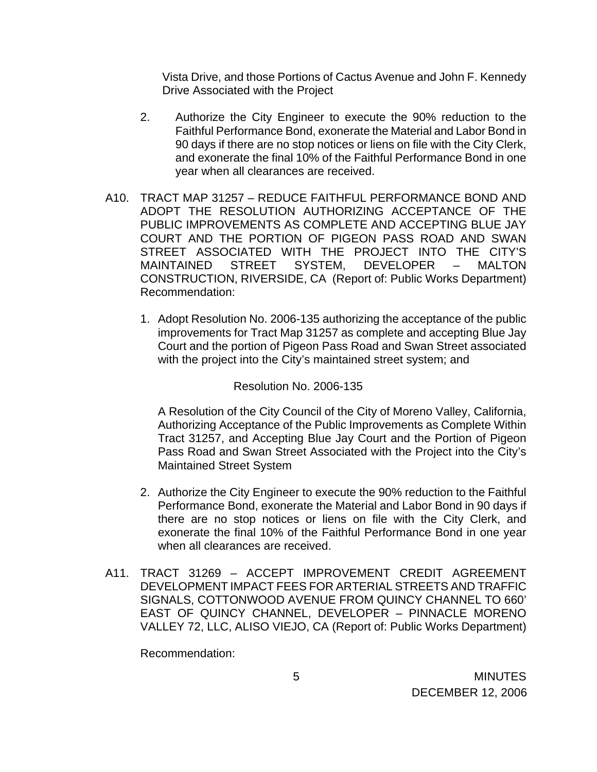Vista Drive, and those Portions of Cactus Avenue and John F. Kennedy Drive Associated with the Project

2. Authorize the City Engineer to execute the 90% reduction to the Faithful Performance Bond, exonerate the Material and Labor Bond in 90 days if there are no stop notices or liens on file with the City Clerk, and exonerate the final 10% of the Faithful Performance Bond in one year when all clearances are received.

A10. TRACT MAP 31257 – REDUCE FAITHFUL PERFORMANCE BOND AND ADOPT THE RESOLUTION AUTHORIZING ACCEPTANCE OF THE PUBLIC IMPROVEMENTS AS COMPLETE AND ACCEPTING BLUE JAY COURT AND THE PORTION OF PIGEON PASS ROAD AND SWAN STREET ASSOCIATED WITH THE PROJECT INTO THE CITY'S MAINTAINED STREET SYSTEM, DEVELOPER – MALTON CONSTRUCTION, RIVERSIDE, CA (Report of: Public Works Department) Recommendation:

1. Adopt Resolution No. 2006-135 authorizing the acceptance of the public improvements for Tract Map 31257 as complete and accepting Blue Jay Court and the portion of Pigeon Pass Road and Swan Street associated with the project into the City's maintained street system; and

   Resolution No. 2006-135

   A Resolution of the City Council of the City of Moreno Valley, California, Authorizing Acceptance of the Public Improvements as Complete Within Tract 31257, and Accepting Blue Jay Court and the Portion of Pigeon Pass Road and Swan Street Associated with the Project into the City's Maintained Street System

2. Authorize the City Engineer to execute the 90% reduction to the Faithful Performance Bond, exonerate the Material and Labor Bond in 90 days if there are no stop notices or liens on file with the City Clerk, and exonerate the final 10% of the Faithful Performance Bond in one year when all clearances are received.

A11. TRACT 31269 – ACCEPT IMPROVEMENT CREDIT AGREEMENT DEVELOPMENT IMPACT FEES FOR ARTERIAL STREETS AND TRAFFIC SIGNALS, COTTONWOOD AVENUE FROM QUINCY CHANNEL TO 660' EAST OF QUINCY CHANNEL, DEVELOPER – PINNACLE MORENO VALLEY 72, LLC, ALISO VIEJO, CA (Report of: Public Works Department)

Recommendation: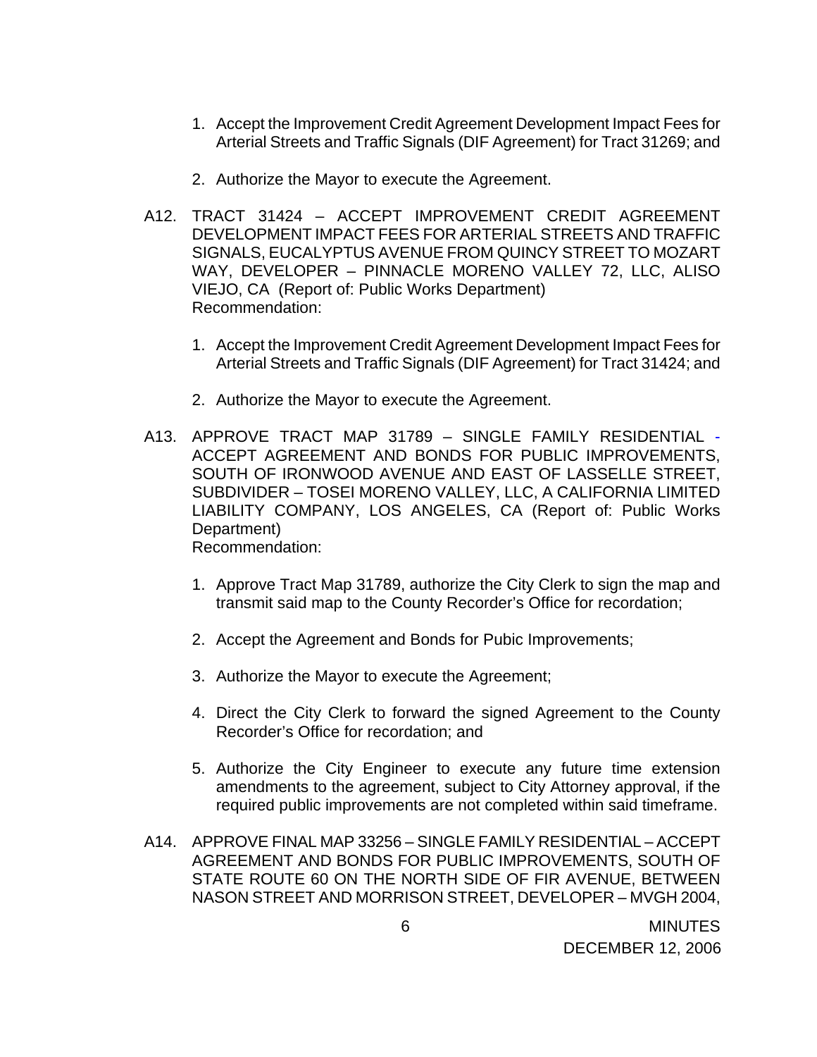1. Accept the Improvement Credit Agreement Development Impact Fees for Arterial Streets and Traffic Signals (DIF Agreement) for Tract 31269; and

2. Authorize the Mayor to execute the Agreement.

A12. TRACT 31424 – ACCEPT IMPROVEMENT CREDIT AGREEMENT DEVELOPMENT IMPACT FEES FOR ARTERIAL STREETS AND TRAFFIC SIGNALS, EUCALYPTUS AVENUE FROM QUINCY STREET TO MOZART WAY, DEVELOPER – PINNACLE MORENO VALLEY 72, LLC, ALISO VIEJO, CA (Report of: Public Works Department)
Recommendation:

1. Accept the Improvement Credit Agreement Development Impact Fees for Arterial Streets and Traffic Signals (DIF Agreement) for Tract 31424; and

2. Authorize the Mayor to execute the Agreement.

A13. APPROVE TRACT MAP 31789 – SINGLE FAMILY RESIDENTIAL - ACCEPT AGREEMENT AND BONDS FOR PUBLIC IMPROVEMENTS, SOUTH OF IRONWOOD AVENUE AND EAST OF LASSELLE STREET, SUBDIVIDER – TOSEI MORENO VALLEY, LLC, A CALIFORNIA LIMITED LIABILITY COMPANY, LOS ANGELES, CA (Report of: Public Works Department)
Recommendation:

1. Approve Tract Map 31789, authorize the City Clerk to sign the map and transmit said map to the County Recorder's Office for recordation;

2. Accept the Agreement and Bonds for Pubic Improvements;

3. Authorize the Mayor to execute the Agreement;

4. Direct the City Clerk to forward the signed Agreement to the County Recorder's Office for recordation; and

5. Authorize the City Engineer to execute any future time extension amendments to the agreement, subject to City Attorney approval, if the required public improvements are not completed within said timeframe.

A14. APPROVE FINAL MAP 33256 – SINGLE FAMILY RESIDENTIAL – ACCEPT AGREEMENT AND BONDS FOR PUBLIC IMPROVEMENTS, SOUTH OF STATE ROUTE 60 ON THE NORTH SIDE OF FIR AVENUE, BETWEEN NASON STREET AND MORRISON STREET, DEVELOPER – MVGH 2004,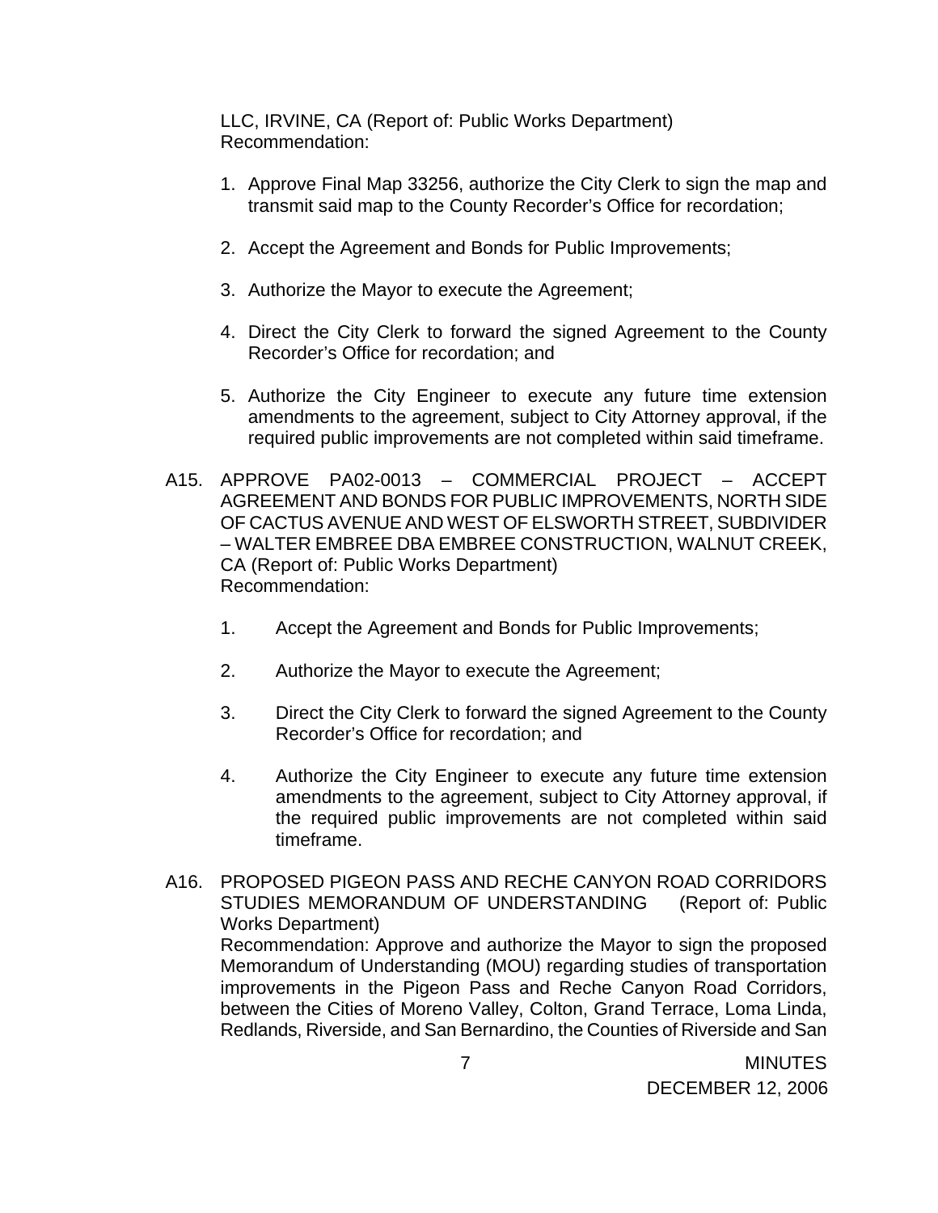LLC, IRVINE, CA (Report of: Public Works Department)
Recommendation:

1. Approve Final Map 33256, authorize the City Clerk to sign the map and transmit said map to the County Recorder's Office for recordation;

2. Accept the Agreement and Bonds for Public Improvements;

3. Authorize the Mayor to execute the Agreement;

4. Direct the City Clerk to forward the signed Agreement to the County Recorder's Office for recordation; and

5. Authorize the City Engineer to execute any future time extension amendments to the agreement, subject to City Attorney approval, if the required public improvements are not completed within said timeframe.

A15. APPROVE PA02-0013 – COMMERCIAL PROJECT – ACCEPT AGREEMENT AND BONDS FOR PUBLIC IMPROVEMENTS, NORTH SIDE OF CACTUS AVENUE AND WEST OF ELSWORTH STREET, SUBDIVIDER – WALTER EMBREE DBA EMBREE CONSTRUCTION, WALNUT CREEK, CA (Report of: Public Works Department)
Recommendation:

1. Accept the Agreement and Bonds for Public Improvements;

2. Authorize the Mayor to execute the Agreement;

3. Direct the City Clerk to forward the signed Agreement to the County Recorder's Office for recordation; and

4. Authorize the City Engineer to execute any future time extension amendments to the agreement, subject to City Attorney approval, if the required public improvements are not completed within said timeframe.

A16. PROPOSED PIGEON PASS AND RECHE CANYON ROAD CORRIDORS STUDIES MEMORANDUM OF UNDERSTANDING (Report of: Public Works Department)
Recommendation: Approve and authorize the Mayor to sign the proposed Memorandum of Understanding (MOU) regarding studies of transportation improvements in the Pigeon Pass and Reche Canyon Road Corridors, between the Cities of Moreno Valley, Colton, Grand Terrace, Loma Linda, Redlands, Riverside, and San Bernardino, the Counties of Riverside and San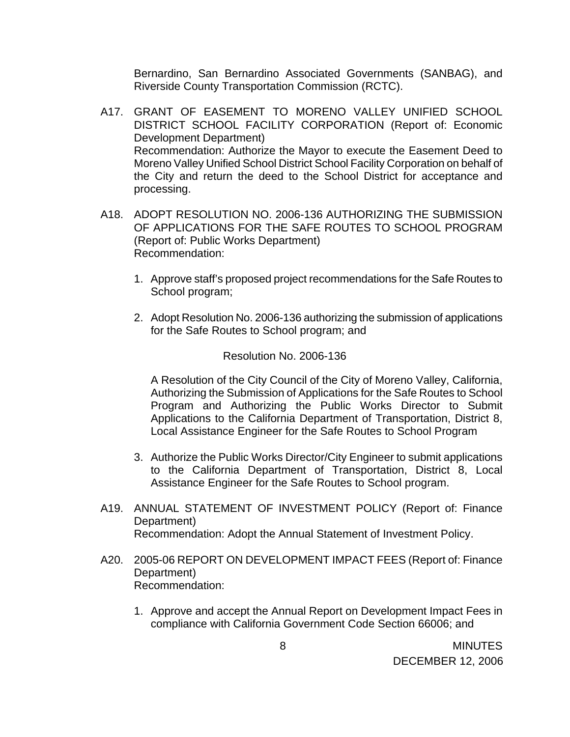Bernardino, San Bernardino Associated Governments (SANBAG), and Riverside County Transportation Commission (RCTC).

A17. GRANT OF EASEMENT TO MORENO VALLEY UNIFIED SCHOOL DISTRICT SCHOOL FACILITY CORPORATION (Report of: Economic Development Department)
Recommendation: Authorize the Mayor to execute the Easement Deed to Moreno Valley Unified School District School Facility Corporation on behalf of the City and return the deed to the School District for acceptance and processing.

A18. ADOPT RESOLUTION NO. 2006-136 AUTHORIZING THE SUBMISSION OF APPLICATIONS FOR THE SAFE ROUTES TO SCHOOL PROGRAM (Report of: Public Works Department)
Recommendation:

1. Approve staff's proposed project recommendations for the Safe Routes to School program;

2. Adopt Resolution No. 2006-136 authorizing the submission of applications for the Safe Routes to School program; and

   Resolution No. 2006-136

   A Resolution of the City Council of the City of Moreno Valley, California, Authorizing the Submission of Applications for the Safe Routes to School Program and Authorizing the Public Works Director to Submit Applications to the California Department of Transportation, District 8, Local Assistance Engineer for the Safe Routes to School Program

3. Authorize the Public Works Director/City Engineer to submit applications to the California Department of Transportation, District 8, Local Assistance Engineer for the Safe Routes to School program.

A19. ANNUAL STATEMENT OF INVESTMENT POLICY (Report of: Finance Department)
Recommendation: Adopt the Annual Statement of Investment Policy.

A20. 2005-06 REPORT ON DEVELOPMENT IMPACT FEES (Report of: Finance Department)
Recommendation:

1. Approve and accept the Annual Report on Development Impact Fees in compliance with California Government Code Section 66006; and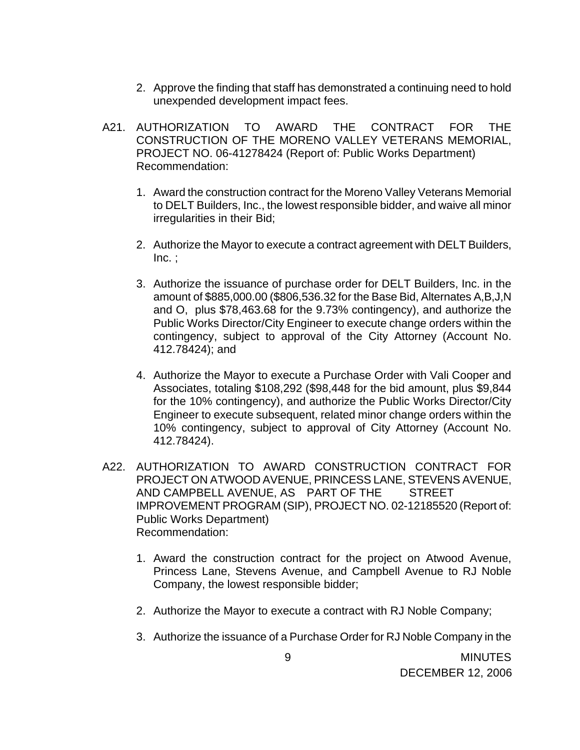2. Approve the finding that staff has demonstrated a continuing need to hold unexpended development impact fees.

A21. AUTHORIZATION TO AWARD THE CONTRACT FOR THE CONSTRUCTION OF THE MORENO VALLEY VETERANS MEMORIAL, PROJECT NO. 06-41278424 (Report of: Public Works Department)
Recommendation:

1. Award the construction contract for the Moreno Valley Veterans Memorial to DELT Builders, Inc., the lowest responsible bidder, and waive all minor irregularities in their Bid;

2. Authorize the Mayor to execute a contract agreement with DELT Builders, Inc. ;

3. Authorize the issuance of purchase order for DELT Builders, Inc. in the amount of $885,000.00 ($806,536.32 for the Base Bid, Alternates A,B,J,N and O, plus $78,463.68 for the 9.73% contingency), and authorize the Public Works Director/City Engineer to execute change orders within the contingency, subject to approval of the City Attorney (Account No. 412.78424); and

4. Authorize the Mayor to execute a Purchase Order with Vali Cooper and Associates, totaling $108,292 ($98,448 for the bid amount, plus $9,844 for the 10% contingency), and authorize the Public Works Director/City Engineer to execute subsequent, related minor change orders within the 10% contingency, subject to approval of City Attorney (Account No. 412.78424).

A22. AUTHORIZATION TO AWARD CONSTRUCTION CONTRACT FOR PROJECT ON ATWOOD AVENUE, PRINCESS LANE, STEVENS AVENUE, AND CAMPBELL AVENUE, AS PART OF THE STREET IMPROVEMENT PROGRAM (SIP), PROJECT NO. 02-12185520 (Report of: Public Works Department)
Recommendation:

1. Award the construction contract for the project on Atwood Avenue, Princess Lane, Stevens Avenue, and Campbell Avenue to RJ Noble Company, the lowest responsible bidder;

2. Authorize the Mayor to execute a contract with RJ Noble Company;

3. Authorize the issuance of a Purchase Order for RJ Noble Company in the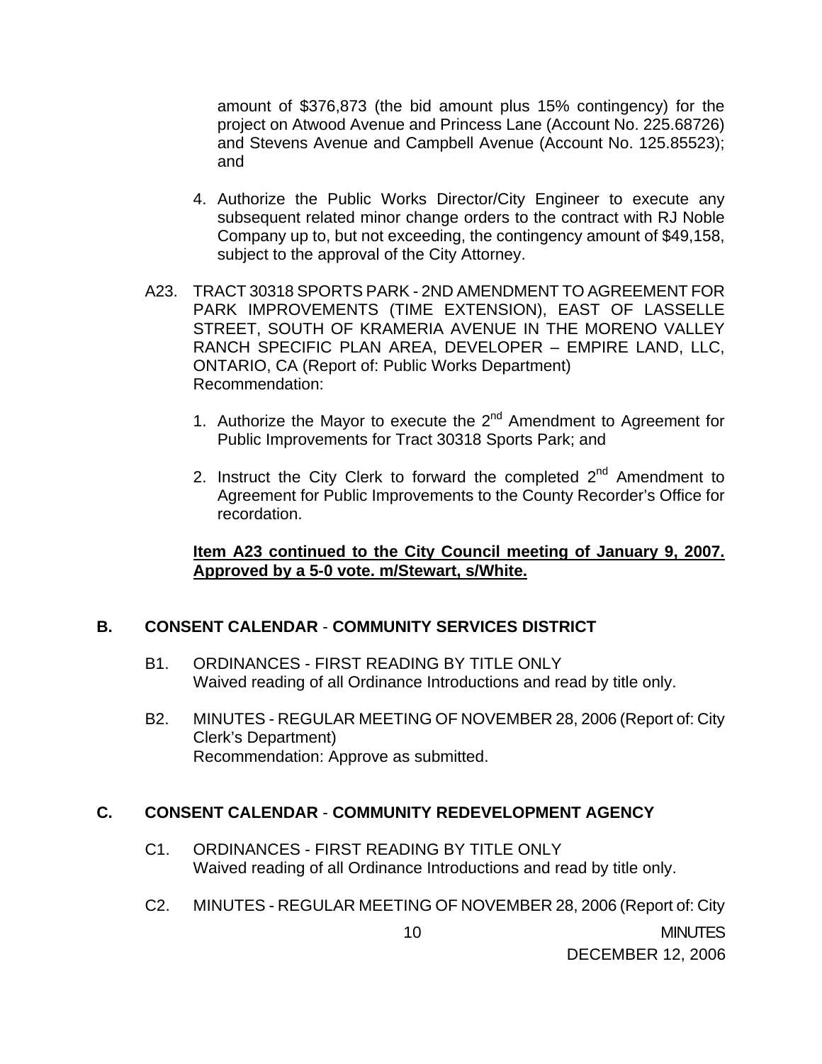amount of $376,873 (the bid amount plus 15% contingency) for the project on Atwood Avenue and Princess Lane (Account No. 225.68726) and Stevens Avenue and Campbell Avenue (Account No. 125.85523); and

4. Authorize the Public Works Director/City Engineer to execute any subsequent related minor change orders to the contract with RJ Noble Company up to, but not exceeding, the contingency amount of $49,158, subject to the approval of the City Attorney.

A23. TRACT 30318 SPORTS PARK - 2ND AMENDMENT TO AGREEMENT FOR PARK IMPROVEMENTS (TIME EXTENSION), EAST OF LASSELLE STREET, SOUTH OF KRAMERIA AVENUE IN THE MORENO VALLEY RANCH SPECIFIC PLAN AREA, DEVELOPER – EMPIRE LAND, LLC, ONTARIO, CA (Report of: Public Works Department)
Recommendation:

1. Authorize the Mayor to execute the 2nd Amendment to Agreement for Public Improvements for Tract 30318 Sports Park; and

2. Instruct the City Clerk to forward the completed 2nd Amendment to Agreement for Public Improvements to the County Recorder's Office for recordation.

**Item A23 continued to the City Council meeting of January 9, 2007. Approved by a 5-0 vote. m/Stewart, s/White.**

## B. CONSENT CALENDAR - COMMUNITY SERVICES DISTRICT

B1. ORDINANCES - FIRST READING BY TITLE ONLY
Waived reading of all Ordinance Introductions and read by title only.

B2. MINUTES - REGULAR MEETING OF NOVEMBER 28, 2006 (Report of: City Clerk's Department)
Recommendation: Approve as submitted.

## C. CONSENT CALENDAR - COMMUNITY REDEVELOPMENT AGENCY

C1. ORDINANCES - FIRST READING BY TITLE ONLY
Waived reading of all Ordinance Introductions and read by title only.

C2. MINUTES - REGULAR MEETING OF NOVEMBER 28, 2006 (Report of: City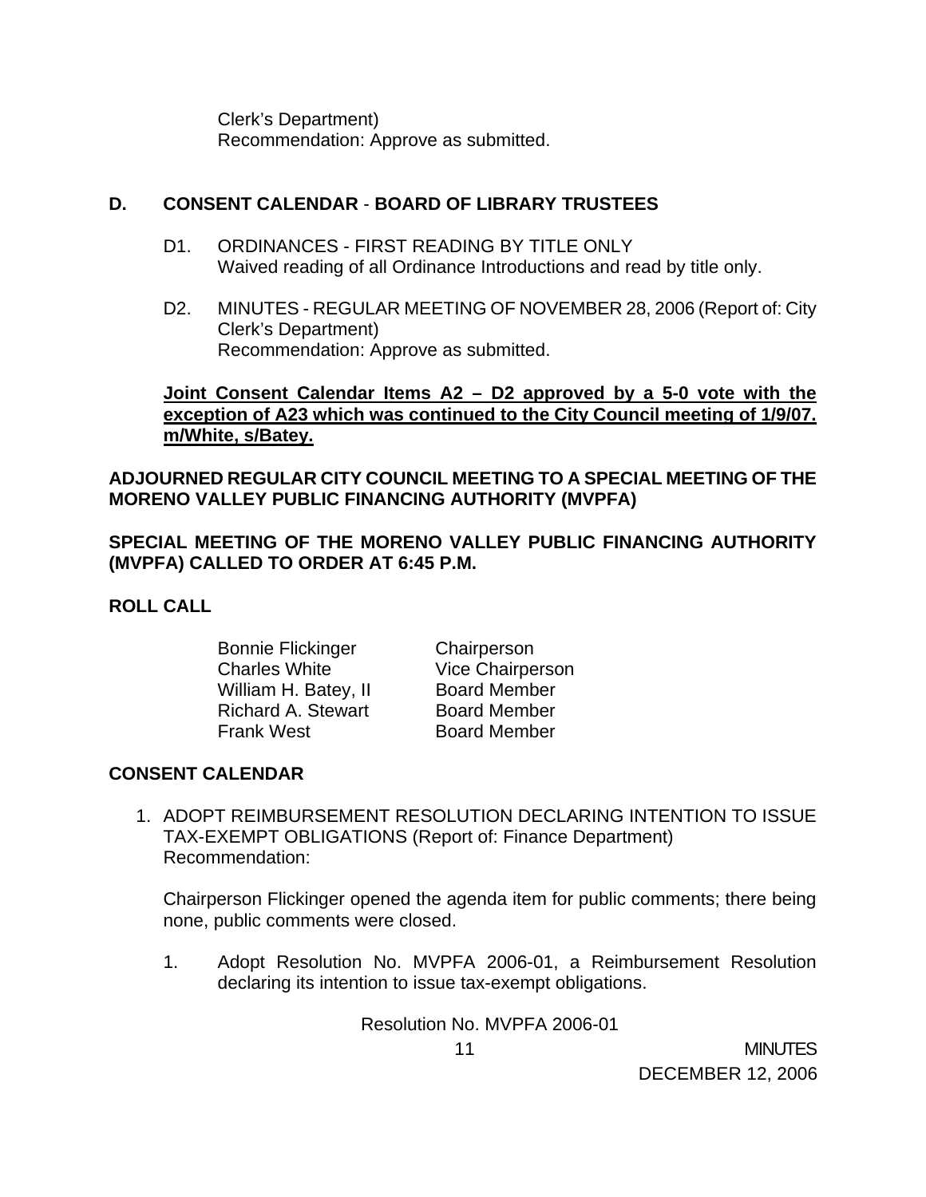Clerk's Department)
Recommendation: Approve as submitted.

## D. CONSENT CALENDAR - BOARD OF LIBRARY TRUSTEES

D1. ORDINANCES - FIRST READING BY TITLE ONLY
Waived reading of all Ordinance Introductions and read by title only.

D2. MINUTES - REGULAR MEETING OF NOVEMBER 28, 2006 (Report of: City Clerk's Department)
Recommendation: Approve as submitted.

**Joint Consent Calendar Items A2 – D2 approved by a 5-0 vote with the exception of A23 which was continued to the City Council meeting of 1/9/07. m/White, s/Batey.**

**ADJOURNED REGULAR CITY COUNCIL MEETING TO A SPECIAL MEETING OF THE MORENO VALLEY PUBLIC FINANCING AUTHORITY (MVPFA)**

**SPECIAL MEETING OF THE MORENO VALLEY PUBLIC FINANCING AUTHORITY (MVPFA) CALLED TO ORDER AT 6:45 P.M.**

**ROLL CALL**

| | |
|---|---|
| Bonnie Flickinger | Chairperson |
| Charles White | Vice Chairperson |
| William H. Batey, II | Board Member |
| Richard A. Stewart | Board Member |
| Frank West | Board Member |

**CONSENT CALENDAR**

1. ADOPT REIMBURSEMENT RESOLUTION DECLARING INTENTION TO ISSUE TAX-EXEMPT OBLIGATIONS (Report of: Finance Department)
Recommendation:

Chairperson Flickinger opened the agenda item for public comments; there being none, public comments were closed.

1. Adopt Resolution No. MVPFA 2006-01, a Reimbursement Resolution declaring its intention to issue tax-exempt obligations.

Resolution No. MVPFA 2006-01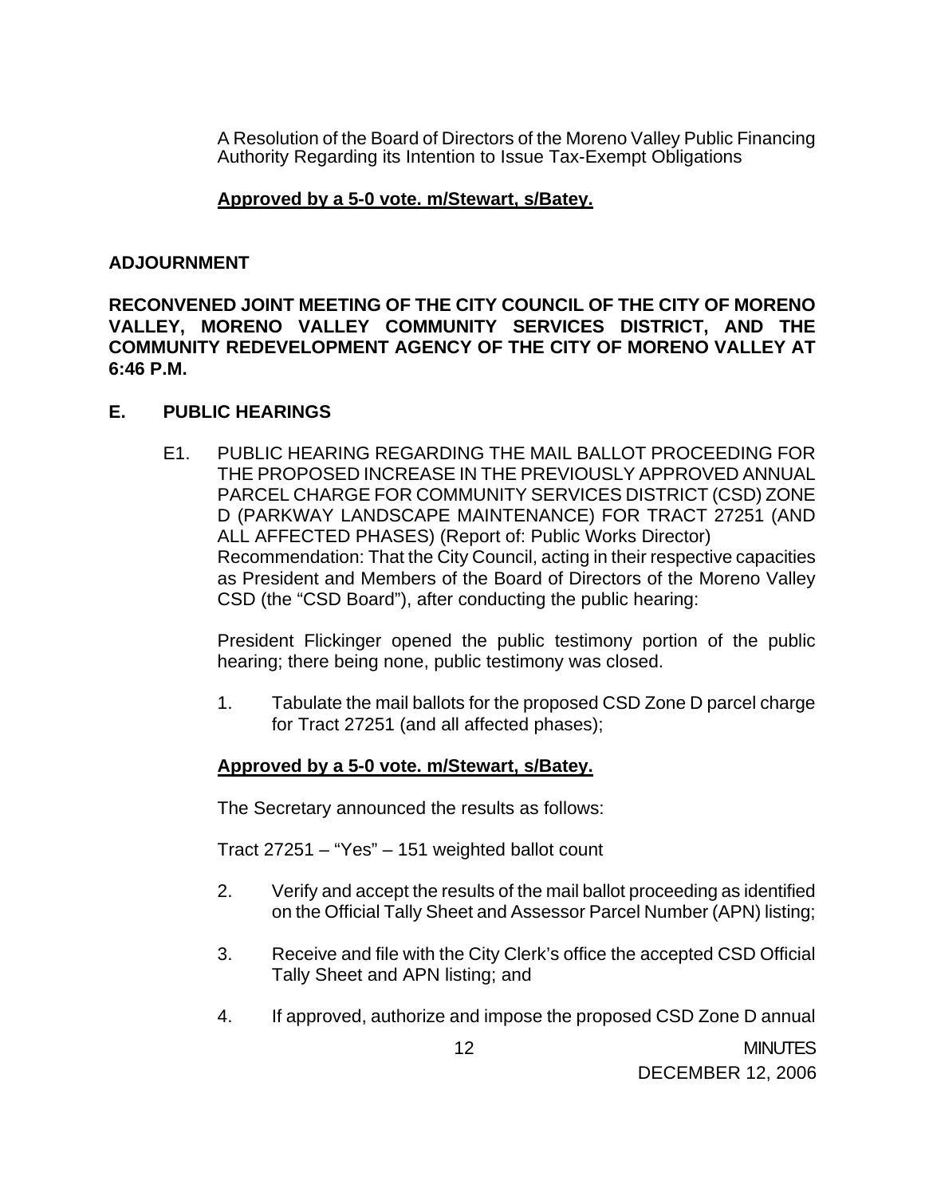A Resolution of the Board of Directors of the Moreno Valley Public Financing Authority Regarding its Intention to Issue Tax-Exempt Obligations

**Approved by a 5-0 vote. m/Stewart, s/Batey.**

**ADJOURNMENT**

**RECONVENED JOINT MEETING OF THE CITY COUNCIL OF THE CITY OF MORENO VALLEY, MORENO VALLEY COMMUNITY SERVICES DISTRICT, AND THE COMMUNITY REDEVELOPMENT AGENCY OF THE CITY OF MORENO VALLEY AT 6:46 P.M.**

**E. PUBLIC HEARINGS**

E1. PUBLIC HEARING REGARDING THE MAIL BALLOT PROCEEDING FOR THE PROPOSED INCREASE IN THE PREVIOUSLY APPROVED ANNUAL PARCEL CHARGE FOR COMMUNITY SERVICES DISTRICT (CSD) ZONE D (PARKWAY LANDSCAPE MAINTENANCE) FOR TRACT 27251 (AND ALL AFFECTED PHASES) (Report of: Public Works Director)
Recommendation: That the City Council, acting in their respective capacities as President and Members of the Board of Directors of the Moreno Valley CSD (the "CSD Board"), after conducting the public hearing:

President Flickinger opened the public testimony portion of the public hearing; there being none, public testimony was closed.

1. Tabulate the mail ballots for the proposed CSD Zone D parcel charge for Tract 27251 (and all affected phases);

**Approved by a 5-0 vote. m/Stewart, s/Batey.**

The Secretary announced the results as follows:

Tract 27251 – "Yes" – 151 weighted ballot count

2. Verify and accept the results of the mail ballot proceeding as identified on the Official Tally Sheet and Assessor Parcel Number (APN) listing;

3. Receive and file with the City Clerk's office the accepted CSD Official Tally Sheet and APN listing; and

4. If approved, authorize and impose the proposed CSD Zone D annual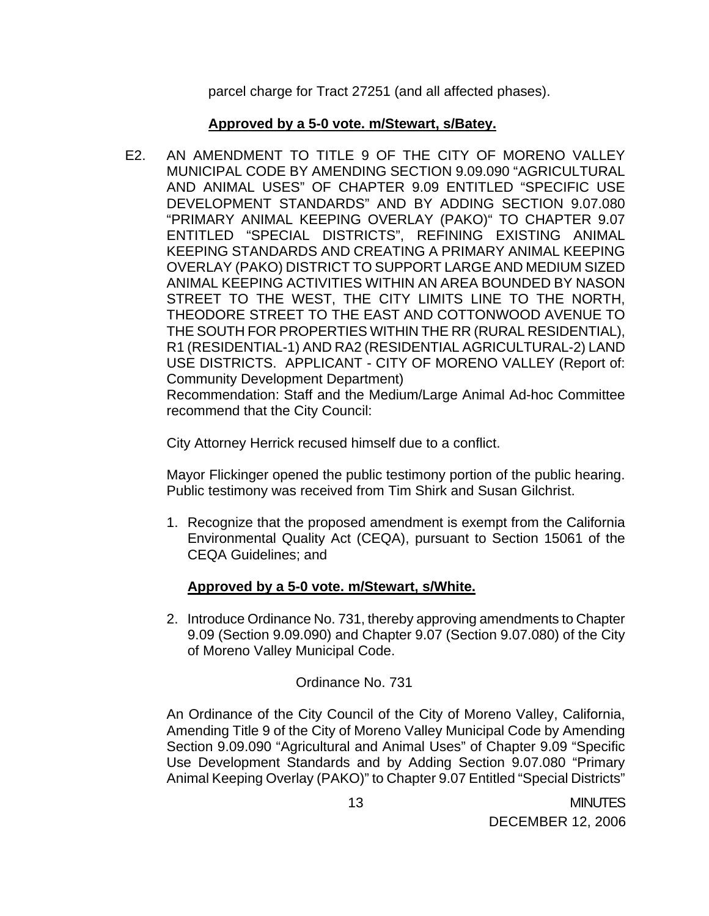parcel charge for Tract 27251 (and all affected phases).

**Approved by a 5-0 vote. m/Stewart, s/Batey.**

E2. AN AMENDMENT TO TITLE 9 OF THE CITY OF MORENO VALLEY MUNICIPAL CODE BY AMENDING SECTION 9.09.090 "AGRICULTURAL AND ANIMAL USES" OF CHAPTER 9.09 ENTITLED "SPECIFIC USE DEVELOPMENT STANDARDS" AND BY ADDING SECTION 9.07.080 "PRIMARY ANIMAL KEEPING OVERLAY (PAKO)" TO CHAPTER 9.07 ENTITLED "SPECIAL DISTRICTS", REFINING EXISTING ANIMAL KEEPING STANDARDS AND CREATING A PRIMARY ANIMAL KEEPING OVERLAY (PAKO) DISTRICT TO SUPPORT LARGE AND MEDIUM SIZED ANIMAL KEEPING ACTIVITIES WITHIN AN AREA BOUNDED BY NASON STREET TO THE WEST, THE CITY LIMITS LINE TO THE NORTH, THEODORE STREET TO THE EAST AND COTTONWOOD AVENUE TO THE SOUTH FOR PROPERTIES WITHIN THE RR (RURAL RESIDENTIAL), R1 (RESIDENTIAL-1) AND RA2 (RESIDENTIAL AGRICULTURAL-2) LAND USE DISTRICTS. APPLICANT - CITY OF MORENO VALLEY (Report of: Community Development Department)
Recommendation: Staff and the Medium/Large Animal Ad-hoc Committee recommend that the City Council:

City Attorney Herrick recused himself due to a conflict.

Mayor Flickinger opened the public testimony portion of the public hearing. Public testimony was received from Tim Shirk and Susan Gilchrist.

1. Recognize that the proposed amendment is exempt from the California Environmental Quality Act (CEQA), pursuant to Section 15061 of the CEQA Guidelines; and

   **Approved by a 5-0 vote. m/Stewart, s/White.**

2. Introduce Ordinance No. 731, thereby approving amendments to Chapter 9.09 (Section 9.09.090) and Chapter 9.07 (Section 9.07.080) of the City of Moreno Valley Municipal Code.

Ordinance No. 731

An Ordinance of the City Council of the City of Moreno Valley, California, Amending Title 9 of the City of Moreno Valley Municipal Code by Amending Section 9.09.090 "Agricultural and Animal Uses" of Chapter 9.09 "Specific Use Development Standards and by Adding Section 9.07.080 "Primary Animal Keeping Overlay (PAKO)" to Chapter 9.07 Entitled "Special Districts"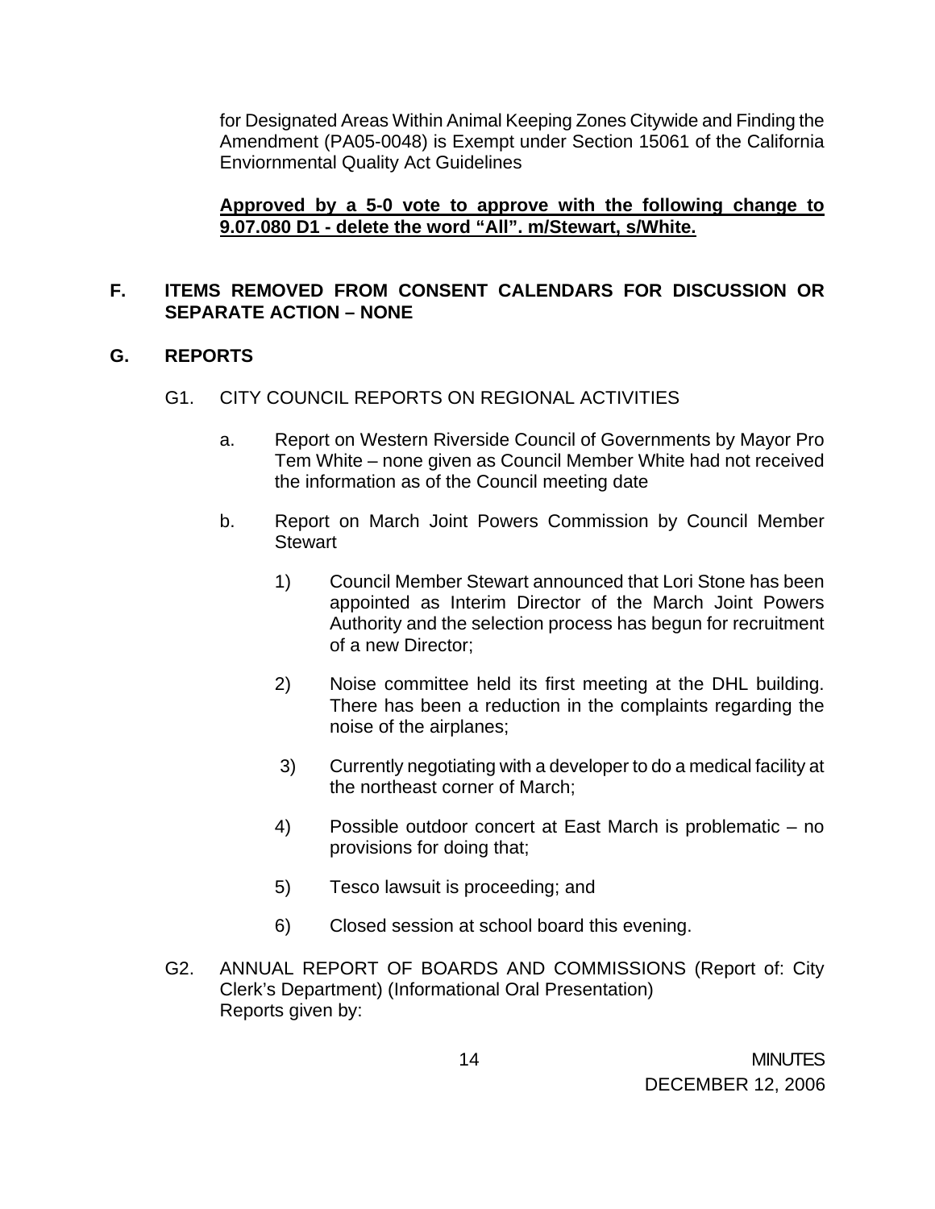for Designated Areas Within Animal Keeping Zones Citywide and Finding the Amendment (PA05-0048) is Exempt under Section 15061 of the California Enviornmental Quality Act Guidelines

**Approved by a 5-0 vote to approve with the following change to 9.07.080 D1 - delete the word "All". m/Stewart, s/White.**

**F. ITEMS REMOVED FROM CONSENT CALENDARS FOR DISCUSSION OR SEPARATE ACTION – NONE**

**G. REPORTS**

G1. CITY COUNCIL REPORTS ON REGIONAL ACTIVITIES

a. Report on Western Riverside Council of Governments by Mayor Pro Tem White – none given as Council Member White had not received the information as of the Council meeting date

b. Report on March Joint Powers Commission by Council Member Stewart

1) Council Member Stewart announced that Lori Stone has been appointed as Interim Director of the March Joint Powers Authority and the selection process has begun for recruitment of a new Director;

2) Noise committee held its first meeting at the DHL building. There has been a reduction in the complaints regarding the noise of the airplanes;

3) Currently negotiating with a developer to do a medical facility at the northeast corner of March;

4) Possible outdoor concert at East March is problematic – no provisions for doing that;

5) Tesco lawsuit is proceeding; and

6) Closed session at school board this evening.

G2. ANNUAL REPORT OF BOARDS AND COMMISSIONS (Report of: City Clerk's Department) (Informational Oral Presentation)
Reports given by: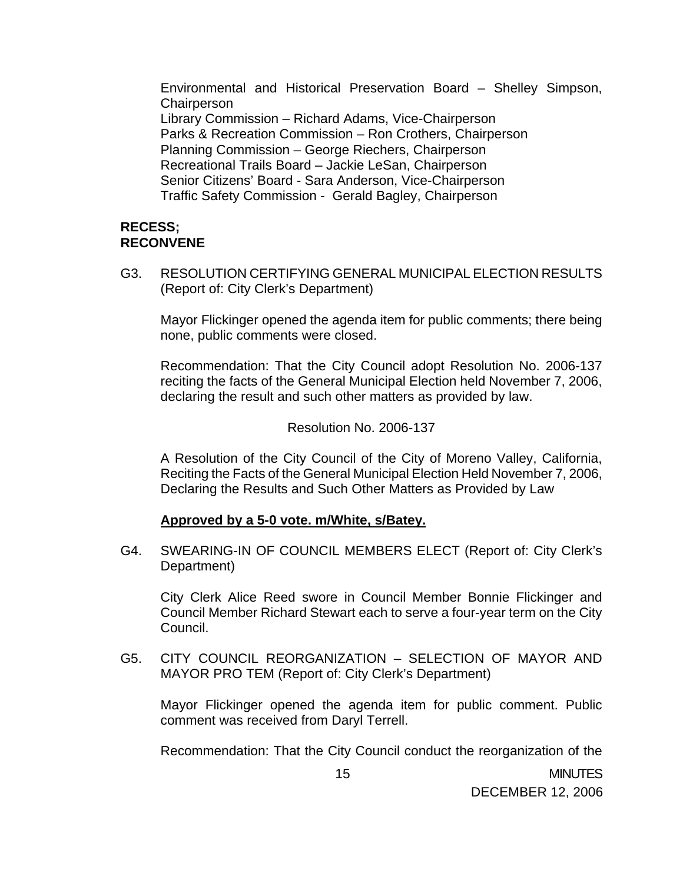Environmental and Historical Preservation Board – Shelley Simpson, Chairperson
Library Commission – Richard Adams, Vice-Chairperson
Parks & Recreation Commission – Ron Crothers, Chairperson
Planning Commission – George Riechers, Chairperson
Recreational Trails Board – Jackie LeSan, Chairperson
Senior Citizens' Board - Sara Anderson, Vice-Chairperson
Traffic Safety Commission - Gerald Bagley, Chairperson

**RECESS;**
**RECONVENE**

G3. RESOLUTION CERTIFYING GENERAL MUNICIPAL ELECTION RESULTS (Report of: City Clerk's Department)

Mayor Flickinger opened the agenda item for public comments; there being none, public comments were closed.

Recommendation: That the City Council adopt Resolution No. 2006-137 reciting the facts of the General Municipal Election held November 7, 2006, declaring the result and such other matters as provided by law.

Resolution No. 2006-137

A Resolution of the City Council of the City of Moreno Valley, California, Reciting the Facts of the General Municipal Election Held November 7, 2006, Declaring the Results and Such Other Matters as Provided by Law

**Approved by a 5-0 vote. m/White, s/Batey.**

G4. SWEARING-IN OF COUNCIL MEMBERS ELECT (Report of: City Clerk's Department)

City Clerk Alice Reed swore in Council Member Bonnie Flickinger and Council Member Richard Stewart each to serve a four-year term on the City Council.

G5. CITY COUNCIL REORGANIZATION – SELECTION OF MAYOR AND MAYOR PRO TEM (Report of: City Clerk's Department)

Mayor Flickinger opened the agenda item for public comment. Public comment was received from Daryl Terrell.

Recommendation: That the City Council conduct the reorganization of the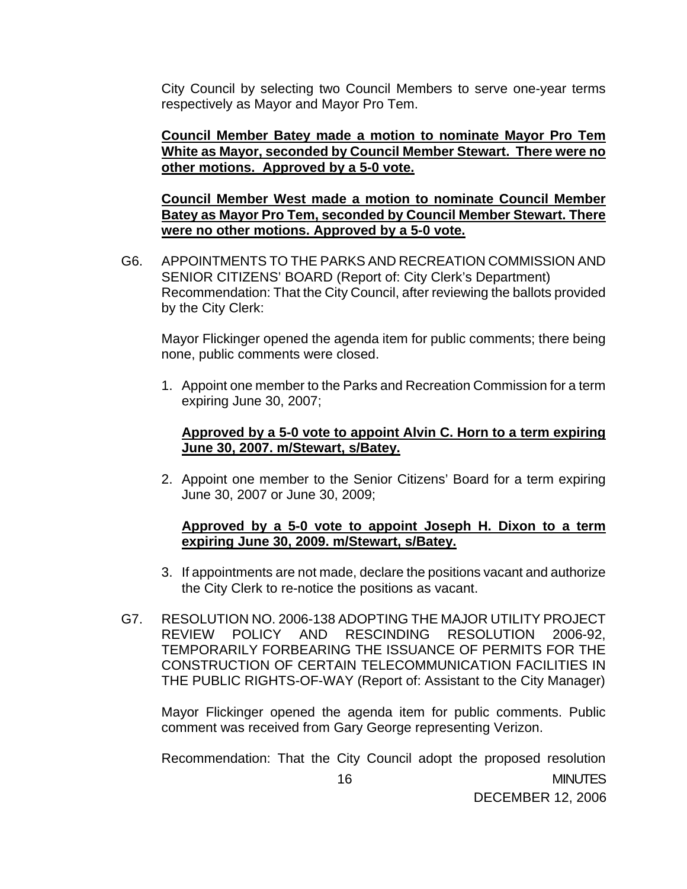City Council by selecting two Council Members to serve one-year terms respectively as Mayor and Mayor Pro Tem.

**Council Member Batey made a motion to nominate Mayor Pro Tem White as Mayor, seconded by Council Member Stewart. There were no other motions. Approved by a 5-0 vote.**

**Council Member West made a motion to nominate Council Member Batey as Mayor Pro Tem, seconded by Council Member Stewart. There were no other motions. Approved by a 5-0 vote.**

G6. APPOINTMENTS TO THE PARKS AND RECREATION COMMISSION AND SENIOR CITIZENS' BOARD (Report of: City Clerk's Department) Recommendation: That the City Council, after reviewing the ballots provided by the City Clerk:

Mayor Flickinger opened the agenda item for public comments; there being none, public comments were closed.

1. Appoint one member to the Parks and Recreation Commission for a term expiring June 30, 2007;

   **Approved by a 5-0 vote to appoint Alvin C. Horn to a term expiring June 30, 2007. m/Stewart, s/Batey.**

2. Appoint one member to the Senior Citizens' Board for a term expiring June 30, 2007 or June 30, 2009;

   **Approved by a 5-0 vote to appoint Joseph H. Dixon to a term expiring June 30, 2009. m/Stewart, s/Batey.**

3. If appointments are not made, declare the positions vacant and authorize the City Clerk to re-notice the positions as vacant.

G7. RESOLUTION NO. 2006-138 ADOPTING THE MAJOR UTILITY PROJECT REVIEW POLICY AND RESCINDING RESOLUTION 2006-92, TEMPORARILY FORBEARING THE ISSUANCE OF PERMITS FOR THE CONSTRUCTION OF CERTAIN TELECOMMUNICATION FACILITIES IN THE PUBLIC RIGHTS-OF-WAY (Report of: Assistant to the City Manager)

Mayor Flickinger opened the agenda item for public comments. Public comment was received from Gary George representing Verizon.

Recommendation: That the City Council adopt the proposed resolution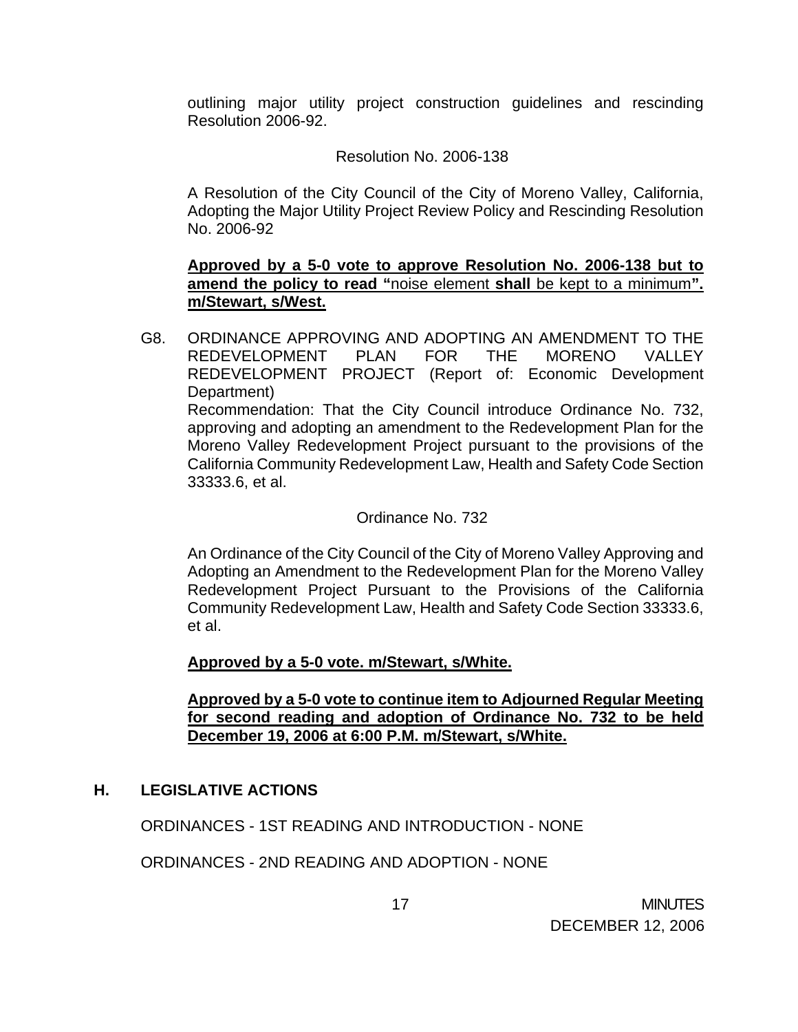outlining major utility project construction guidelines and rescinding Resolution 2006-92.

Resolution No. 2006-138

A Resolution of the City Council of the City of Moreno Valley, California, Adopting the Major Utility Project Review Policy and Rescinding Resolution No. 2006-92

**Approved by a 5-0 vote to approve Resolution No. 2006-138 but to amend the policy to read "**noise element **shall** be kept to a minimum**". m/Stewart, s/West.**

G8. ORDINANCE APPROVING AND ADOPTING AN AMENDMENT TO THE REDEVELOPMENT PLAN FOR THE MORENO VALLEY REDEVELOPMENT PROJECT (Report of: Economic Development Department)
Recommendation: That the City Council introduce Ordinance No. 732, approving and adopting an amendment to the Redevelopment Plan for the Moreno Valley Redevelopment Project pursuant to the provisions of the California Community Redevelopment Law, Health and Safety Code Section 33333.6, et al.

Ordinance No. 732

An Ordinance of the City Council of the City of Moreno Valley Approving and Adopting an Amendment to the Redevelopment Plan for the Moreno Valley Redevelopment Project Pursuant to the Provisions of the California Community Redevelopment Law, Health and Safety Code Section 33333.6, et al.

**Approved by a 5-0 vote. m/Stewart, s/White.**

**Approved by a 5-0 vote to continue item to Adjourned Regular Meeting for second reading and adoption of Ordinance No. 732 to be held December 19, 2006 at 6:00 P.M. m/Stewart, s/White.**

## H. LEGISLATIVE ACTIONS

ORDINANCES - 1ST READING AND INTRODUCTION - NONE

ORDINANCES - 2ND READING AND ADOPTION - NONE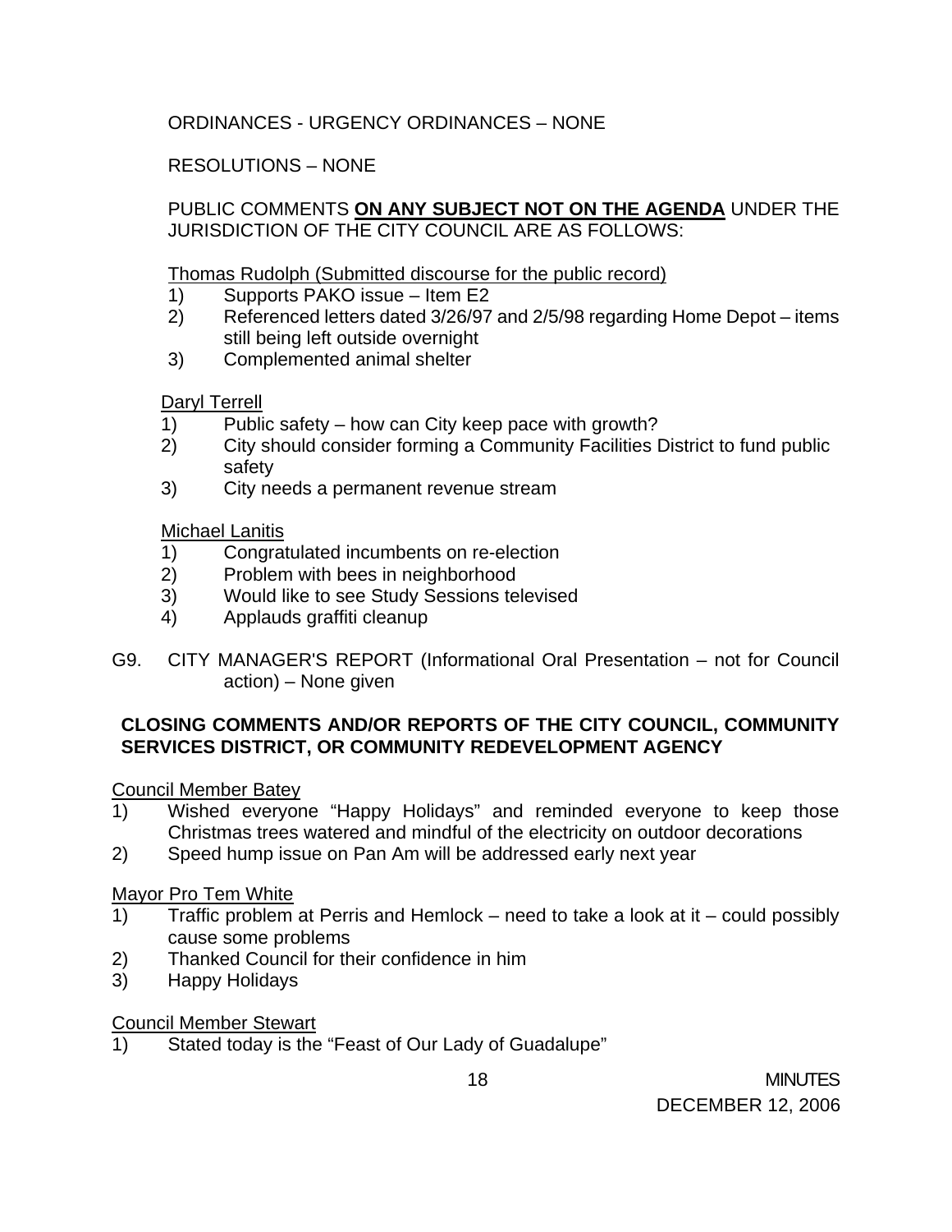ORDINANCES - URGENCY ORDINANCES – NONE

RESOLUTIONS – NONE

PUBLIC COMMENTS **ON ANY SUBJECT NOT ON THE AGENDA** UNDER THE JURISDICTION OF THE CITY COUNCIL ARE AS FOLLOWS:

Thomas Rudolph (Submitted discourse for the public record)

1) Supports PAKO issue – Item E2
2) Referenced letters dated 3/26/97 and 2/5/98 regarding Home Depot – items still being left outside overnight
3) Complemented animal shelter

Daryl Terrell

1) Public safety – how can City keep pace with growth?
2) City should consider forming a Community Facilities District to fund public safety
3) City needs a permanent revenue stream

Michael Lanitis

1) Congratulated incumbents on re-election
2) Problem with bees in neighborhood
3) Would like to see Study Sessions televised
4) Applauds graffiti cleanup

G9. CITY MANAGER'S REPORT (Informational Oral Presentation – not for Council action) – None given

**CLOSING COMMENTS AND/OR REPORTS OF THE CITY COUNCIL, COMMUNITY SERVICES DISTRICT, OR COMMUNITY REDEVELOPMENT AGENCY**

Council Member Batey

1) Wished everyone "Happy Holidays" and reminded everyone to keep those Christmas trees watered and mindful of the electricity on outdoor decorations
2) Speed hump issue on Pan Am will be addressed early next year

Mayor Pro Tem White

1) Traffic problem at Perris and Hemlock – need to take a look at it – could possibly cause some problems
2) Thanked Council for their confidence in him
3) Happy Holidays

Council Member Stewart

1) Stated today is the "Feast of Our Lady of Guadalupe"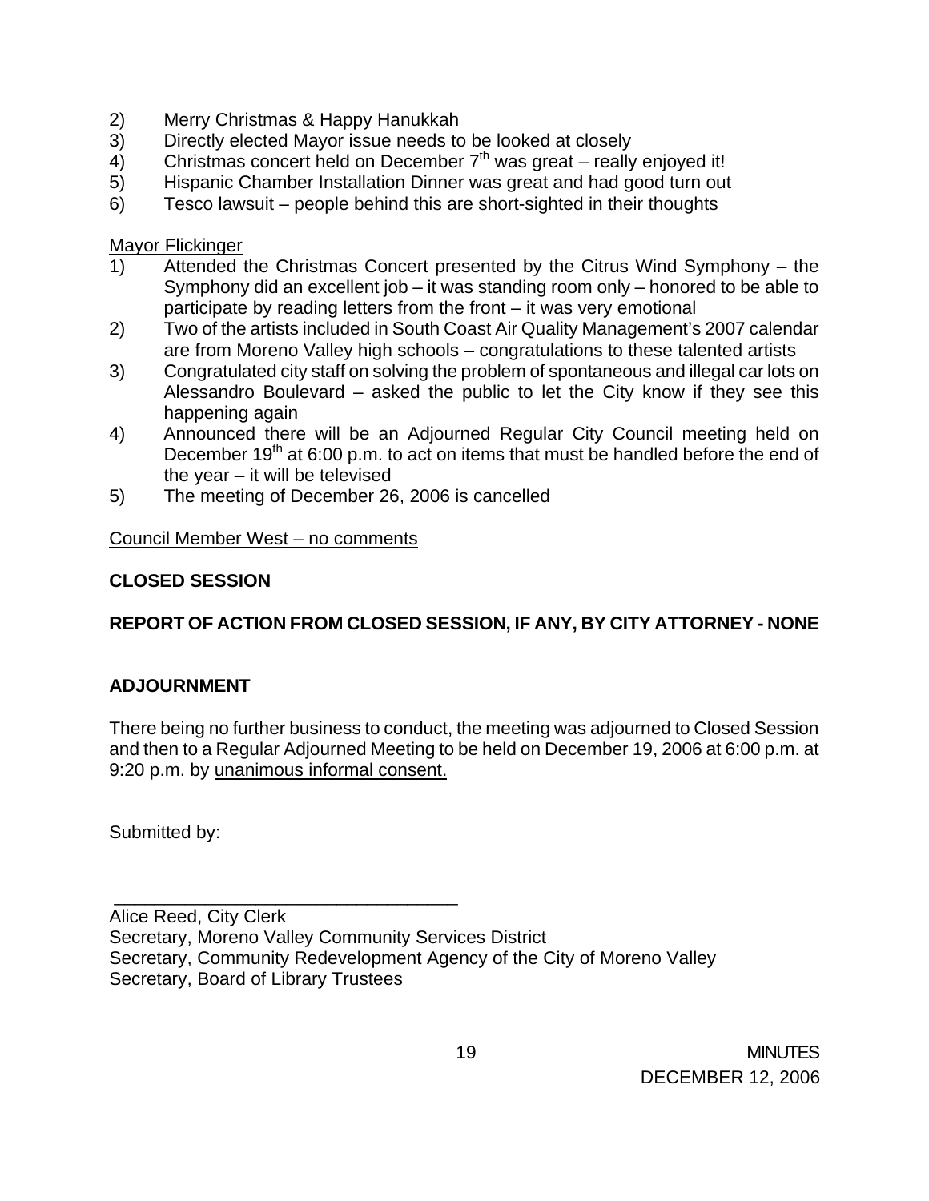2) Merry Christmas & Happy Hanukkah
3) Directly elected Mayor issue needs to be looked at closely
4) Christmas concert held on December 7th was great – really enjoyed it!
5) Hispanic Chamber Installation Dinner was great and had good turn out
6) Tesco lawsuit – people behind this are short-sighted in their thoughts

<u>Mayor Flickinger</u>

1) Attended the Christmas Concert presented by the Citrus Wind Symphony – the Symphony did an excellent job – it was standing room only – honored to be able to participate by reading letters from the front – it was very emotional
2) Two of the artists included in South Coast Air Quality Management's 2007 calendar are from Moreno Valley high schools – congratulations to these talented artists
3) Congratulated city staff on solving the problem of spontaneous and illegal car lots on Alessandro Boulevard – asked the public to let the City know if they see this happening again
4) Announced there will be an Adjourned Regular City Council meeting held on December 19th at 6:00 p.m. to act on items that must be handled before the end of the year – it will be televised
5) The meeting of December 26, 2006 is cancelled

<u>Council Member West – no comments</u>

**CLOSED SESSION**

**REPORT OF ACTION FROM CLOSED SESSION, IF ANY, BY CITY ATTORNEY - NONE**

**ADJOURNMENT**

There being no further business to conduct, the meeting was adjourned to Closed Session and then to a Regular Adjourned Meeting to be held on December 19, 2006 at 6:00 p.m. at 9:20 p.m. by <u>unanimous informal consent.</u>

Submitted by:

\_\_\_\_\_\_\_\_\_\_\_\_\_\_\_\_\_\_\_\_\_\_\_\_\_\_\_\_\_\_\_\_\_\_\_\_

Alice Reed, City Clerk
Secretary, Moreno Valley Community Services District
Secretary, Community Redevelopment Agency of the City of Moreno Valley
Secretary, Board of Library Trustees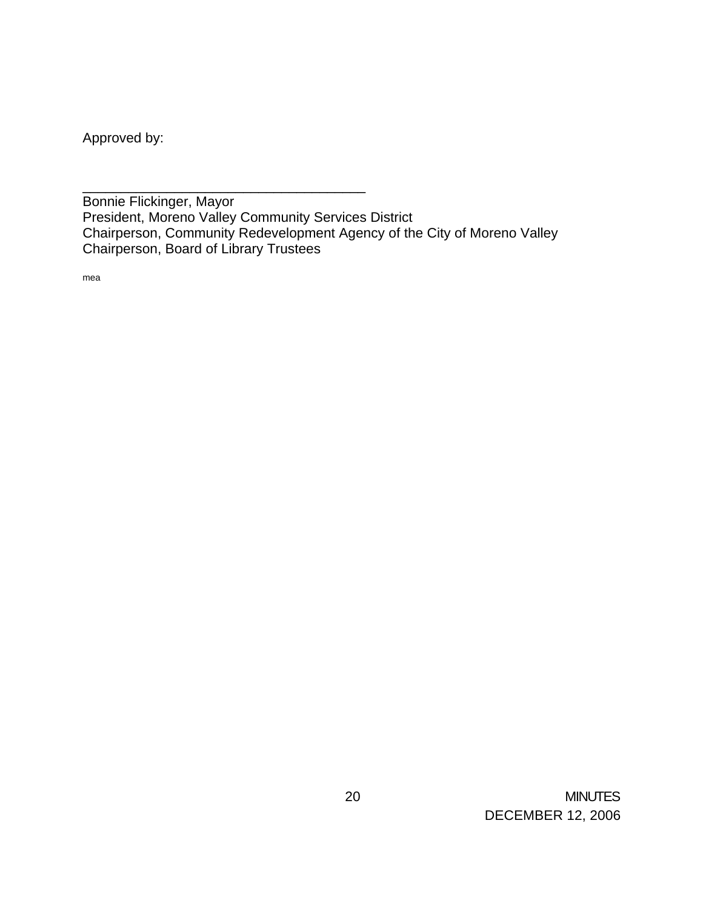Approved by:

\_\_\_\_\_\_\_\_\_\_\_\_\_\_\_\_\_\_\_\_\_\_\_\_\_\_\_\_\_\_\_\_\_\_\_\_\_\_

Bonnie Flickinger, Mayor
President, Moreno Valley Community Services District
Chairperson, Community Redevelopment Agency of the City of Moreno Valley
Chairperson, Board of Library Trustees

mea